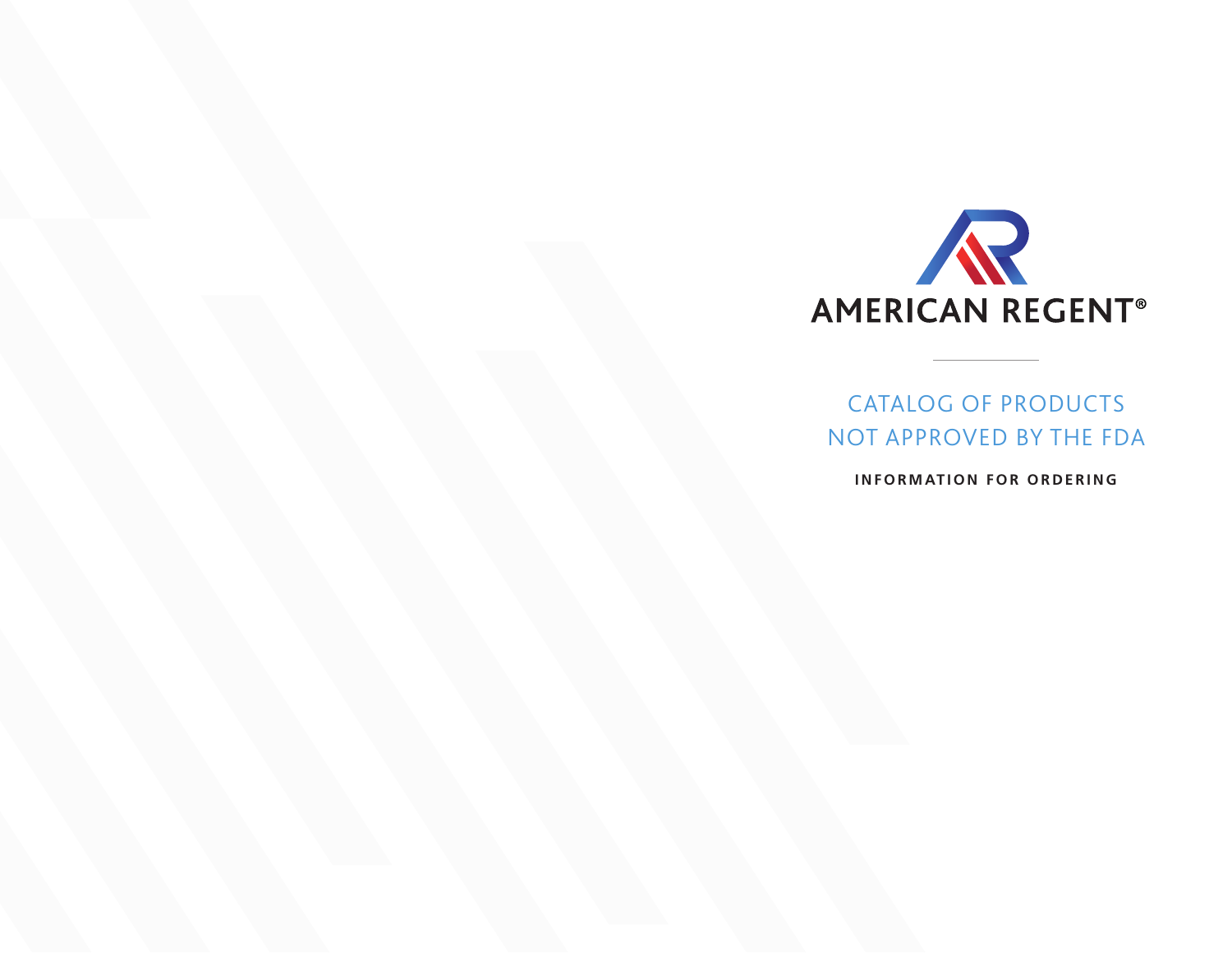# AMERICAN REGENT®

## CATALOG OF PRODUCTS NOT APPROVED BY THE FDA

**INFORMATION FOR ORDERING**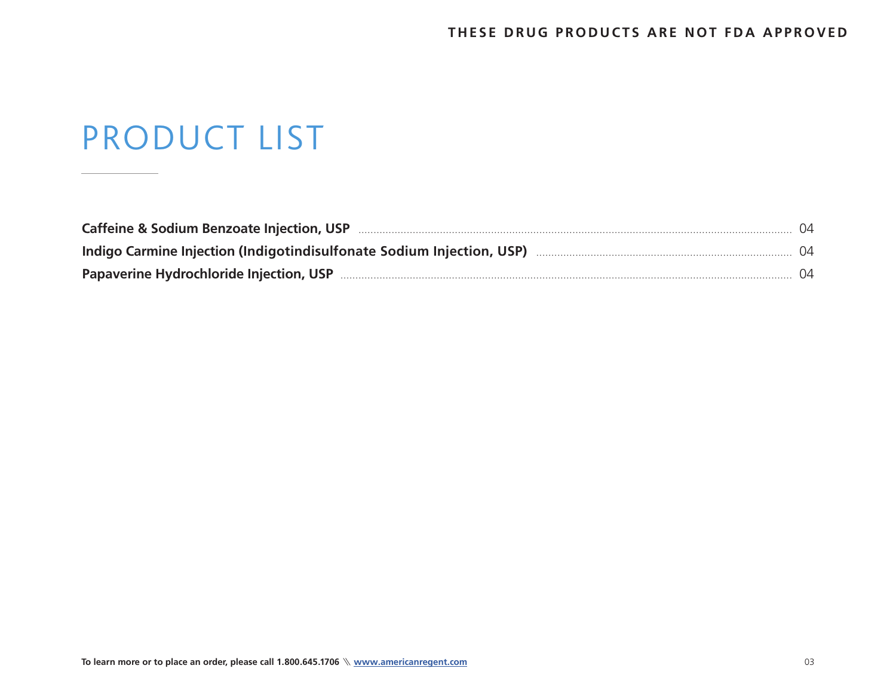THESE DRUG PRODUCTS ARE NOT FDA APPROVED

# PRODUCT LIST

| Product | Page |
|---|---|
| **Caffeine & Sodium Benzoate Injection, USP** | 04 |
| **Indigo Carmine Injection (Indigotindisulfonate Sodium Injection, USP)** | 04 |
| **Papaverine Hydrochloride Injection, USP** | 04 |

**To learn more or to place an order, please call 1.800.645.1706 \\ www.americanregent.com**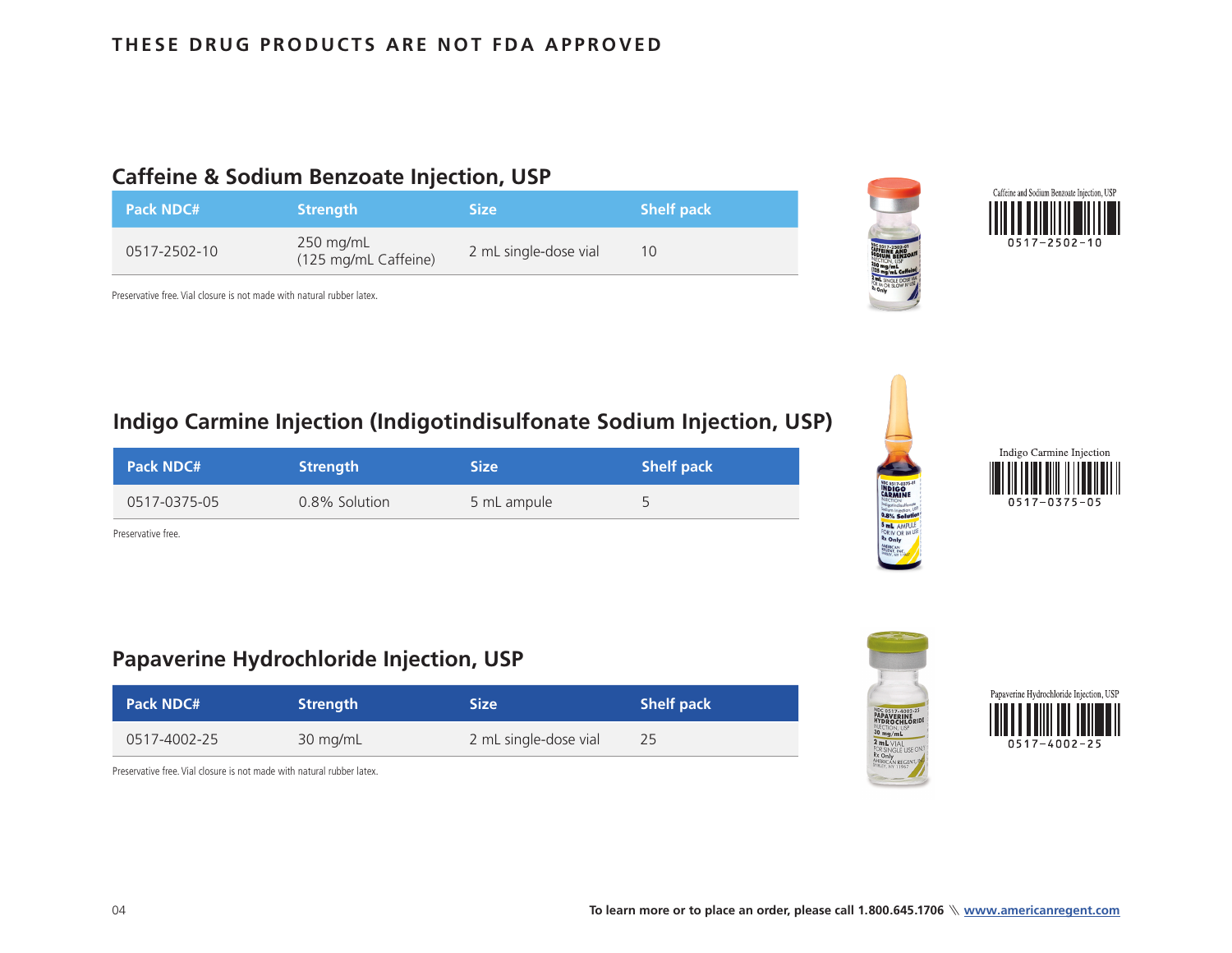THESE DRUG PRODUCTS ARE NOT FDA APPROVED

## Caffeine & Sodium Benzoate Injection, USP

| Pack NDC# | Strength | Size | Shelf pack |
|---|---|---|---|
| 0517-2502-10 | 250 mg/mL (125 mg/mL Caffeine) | 2 mL single-dose vial | 10 |

Preservative free. Vial closure is not made with natural rubber latex.

## Indigo Carmine Injection (Indigotindisulfonate Sodium Injection, USP)

| Pack NDC# | Strength | Size | Shelf pack |
|---|---|---|---|
| 0517-0375-05 | 0.8% Solution | 5 mL ampule | 5 |

Preservative free.

## Papaverine Hydrochloride Injection, USP

| Pack NDC# | Strength | Size | Shelf pack |
|---|---|---|---|
| 0517-4002-25 | 30 mg/mL | 2 mL single-dose vial | 25 |

Preservative free. Vial closure is not made with natural rubber latex.

To learn more or to place an order, please call 1.800.645.1706 \\ www.americanregent.com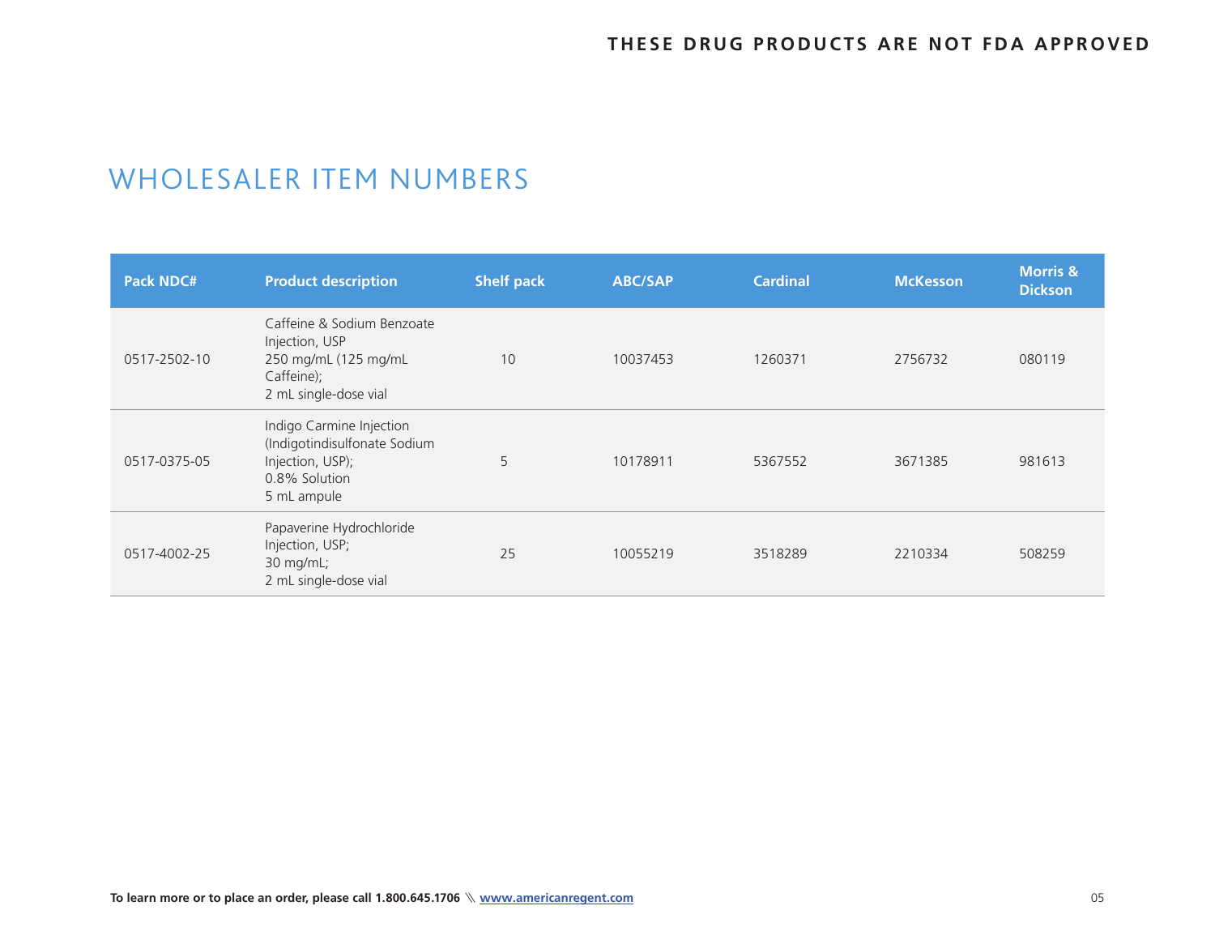THESE DRUG PRODUCTS ARE NOT FDA APPROVED

# WHOLESALER ITEM NUMBERS

| Pack NDC# | Product description | Shelf pack | ABC/SAP | Cardinal | McKesson | Morris & Dickson |
|---|---|---|---|---|---|---|
| 0517-2502-10 | Caffeine & Sodium Benzoate Injection, USP 250 mg/mL (125 mg/mL Caffeine); 2 mL single-dose vial | 10 | 10037453 | 1260371 | 2756732 | 080119 |
| 0517-0375-05 | Indigo Carmine Injection (Indigotindisulfonate Sodium Injection, USP); 0.8% Solution 5 mL ampule | 5 | 10178911 | 5367552 | 3671385 | 981613 |
| 0517-4002-25 | Papaverine Hydrochloride Injection, USP; 30 mg/mL; 2 mL single-dose vial | 25 | 10055219 | 3518289 | 2210334 | 508259 |

**To learn more or to place an order, please call 1.800.645.1706** \\ **www.americanregent.com**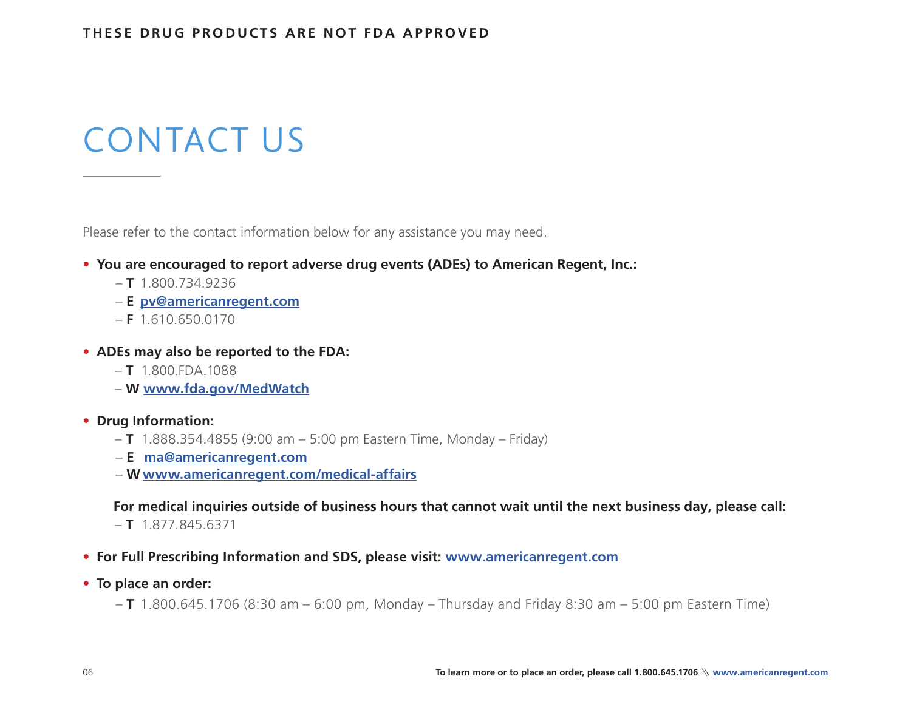THESE DRUG PRODUCTS ARE NOT FDA APPROVED

# CONTACT US

Please refer to the contact information below for any assistance you may need.

- **You are encouraged to report adverse drug events (ADEs) to American Regent, Inc.:**
  - **T** 1.800.734.9236
  - **E** **pv@americanregent.com**
  - **F** 1.610.650.0170
- **ADEs may also be reported to the FDA:**
  - **T** 1.800.FDA.1088
  - **W** **www.fda.gov/MedWatch**
- **Drug Information:**
  - **T** 1.888.354.4855 (9:00 am – 5:00 pm Eastern Time, Monday – Friday)
  - **E** **ma@americanregent.com**
  - **W** **www.americanregent.com/medical-affairs**

  **For medical inquiries outside of business hours that cannot wait until the next business day, please call:**
  - **T** 1.877.845.6371
- **For Full Prescribing Information and SDS, please visit: www.americanregent.com**
- **To place an order:**
  - **T** 1.800.645.1706 (8:30 am – 6:00 pm, Monday – Thursday and Friday 8:30 am – 5:00 pm Eastern Time)

**To learn more or to place an order, please call 1.800.645.1706 \\ www.americanregent.com**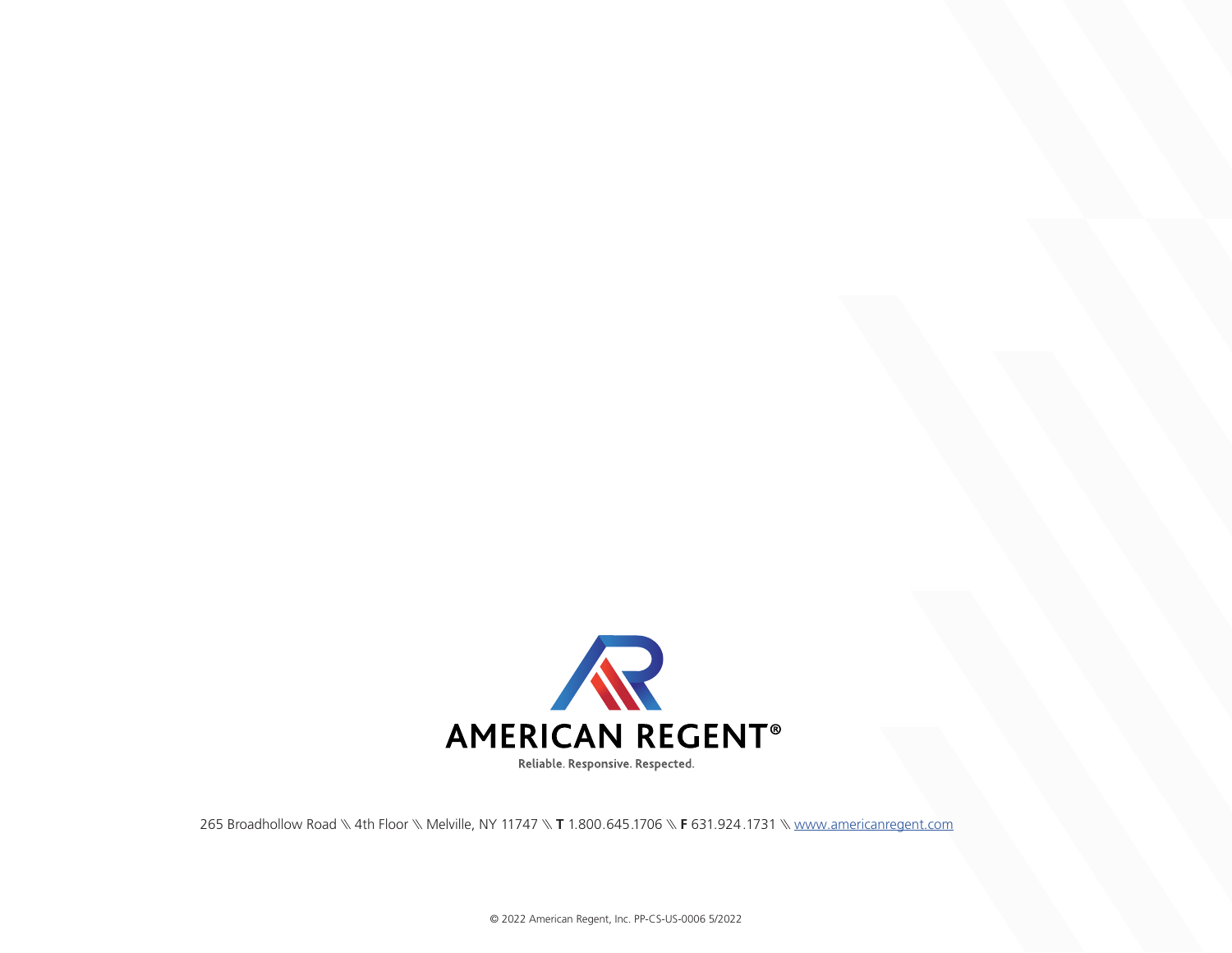AMERICAN REGENT®

Reliable. Responsive. Respected.

265 Broadhollow Road \ 4th Floor \ Melville, NY 11747 \ **T** 1.800.645.1706 \ **F** 631.924.1731 \ www.americanregent.com

© 2022 American Regent, Inc. PP-CS-US-0006 5/2022